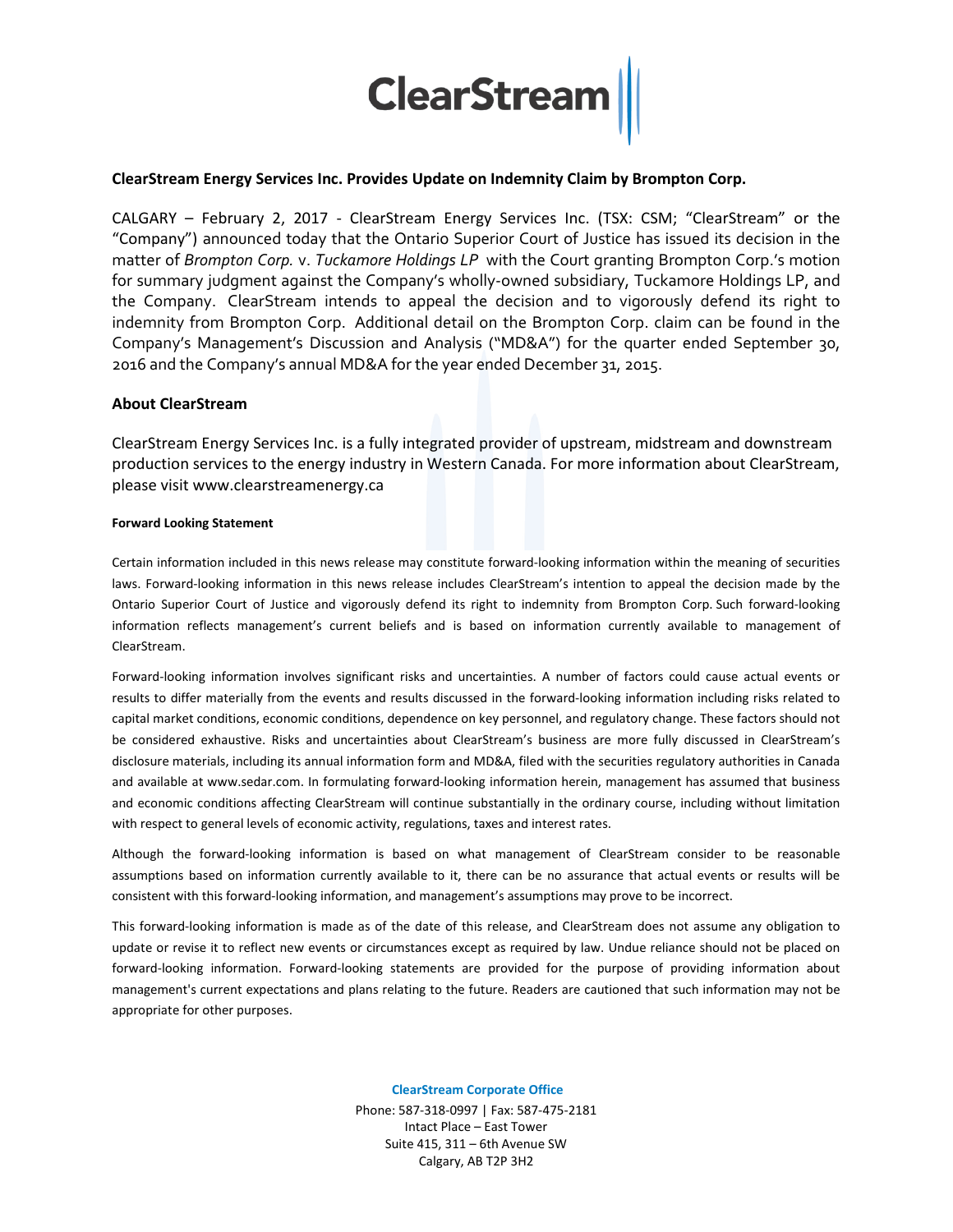ClearStream

# ClearStream Energy Services Inc. Provides Update on Indemnity Claim by Brompton Corp.

CALGARY – February 2, 2017 - ClearStream Energy Services Inc. (TSX: CSM; "ClearStream" or the "Company") announced today that the Ontario Superior Court of Justice has issued its decision in the matter of *Brompton Corp.* v. *Tuckamore Holdings LP* with the Court granting Brompton Corp.'s motion for summary judgment against the Company's wholly-owned subsidiary, Tuckamore Holdings LP, and the Company. ClearStream intends to appeal the decision and to vigorously defend its right to indemnity from Brompton Corp. Additional detail on the Brompton Corp. claim can be found in the Company's Management's Discussion and Analysis ("MD&A") for the quarter ended September 30, 2016 and the Company's annual MD&A for the year ended December 31, 2015.

## About ClearStream

ClearStream Energy Services Inc. is a fully integrated provider of upstream, midstream and downstream production services to the energy industry in Western Canada. For more information about ClearStream, please visit www.clearstreamenergy.ca

#### Forward Looking Statement

Certain information included in this news release may constitute forward-looking information within the meaning of securities laws. Forward-looking information in this news release includes ClearStream's intention to appeal the decision made by the Ontario Superior Court of Justice and vigorously defend its right to indemnity from Brompton Corp. Such forward-looking information reflects management's current beliefs and is based on information currently available to management of ClearStream.

Forward-looking information involves significant risks and uncertainties. A number of factors could cause actual events or results to differ materially from the events and results discussed in the forward-looking information including risks related to capital market conditions, economic conditions, dependence on key personnel, and regulatory change. These factors should not be considered exhaustive. Risks and uncertainties about ClearStream's business are more fully discussed in ClearStream's disclosure materials, including its annual information form and MD&A, filed with the securities regulatory authorities in Canada and available at www.sedar.com. In formulating forward-looking information herein, management has assumed that business and economic conditions affecting ClearStream will continue substantially in the ordinary course, including without limitation with respect to general levels of economic activity, regulations, taxes and interest rates.

Although the forward-looking information is based on what management of ClearStream consider to be reasonable assumptions based on information currently available to it, there can be no assurance that actual events or results will be consistent with this forward-looking information, and management's assumptions may prove to be incorrect.

This forward-looking information is made as of the date of this release, and ClearStream does not assume any obligation to update or revise it to reflect new events or circumstances except as required by law. Undue reliance should not be placed on forward-looking information. Forward-looking statements are provided for the purpose of providing information about management's current expectations and plans relating to the future. Readers are cautioned that such information may not be appropriate for other purposes.

**ClearStream Corporate Office**

Phone: 587-318-0997 | Fax: 587-475-2181
Intact Place – East Tower
Suite 415, 311 – 6th Avenue SW
Calgary, AB T2P 3H2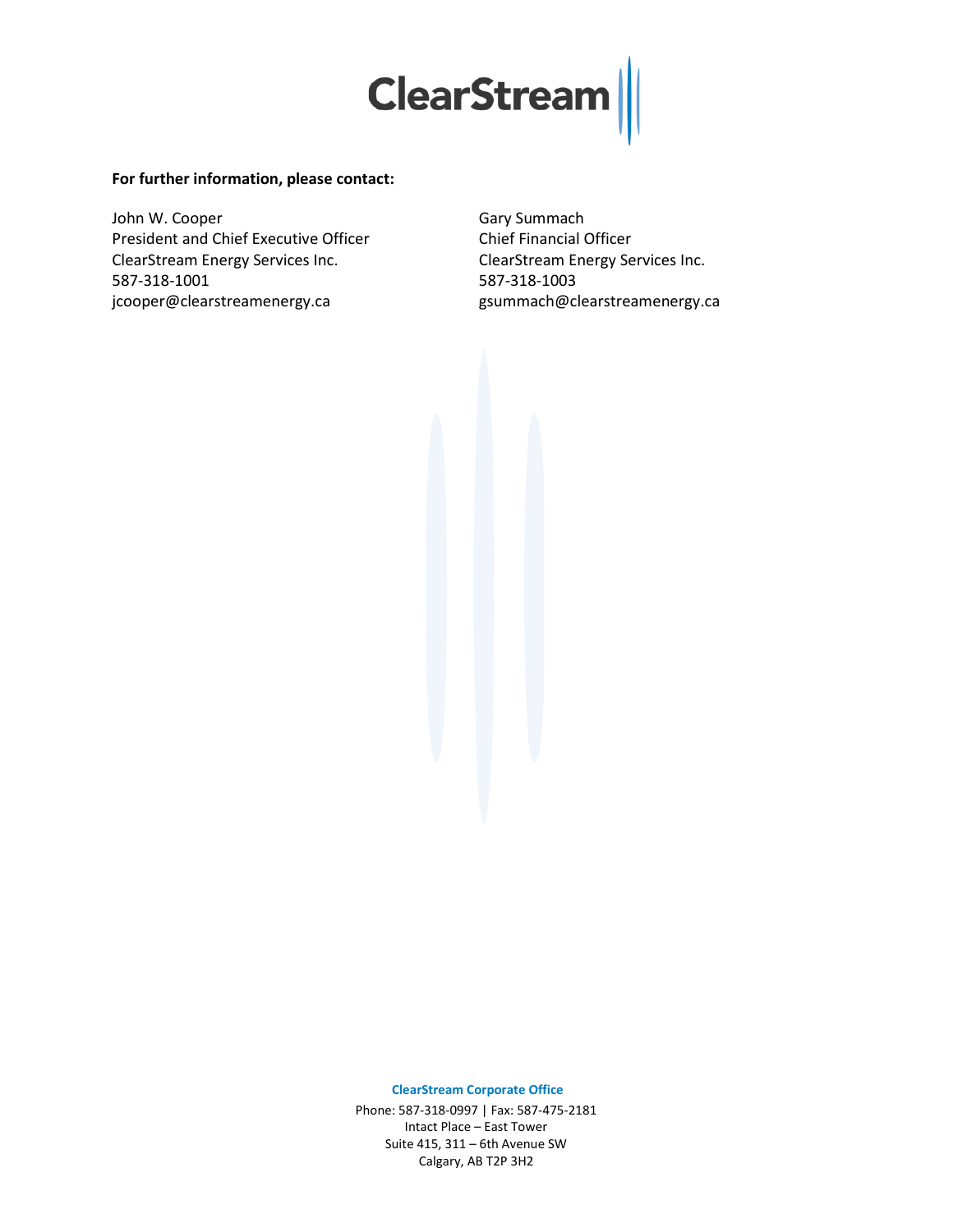**For further information, please contact:**

John W. Cooper
President and Chief Executive Officer
ClearStream Energy Services Inc.
587-318-1001
jcooper@clearstreamenergy.ca

Gary Summach
Chief Financial Officer
ClearStream Energy Services Inc.
587-318-1003
gsummach@clearstreamenergy.ca

**ClearStream Corporate Office**

Phone: 587-318-0997 | Fax: 587-475-2181
Intact Place – East Tower
Suite 415, 311 – 6th Avenue SW
Calgary, AB T2P 3H2